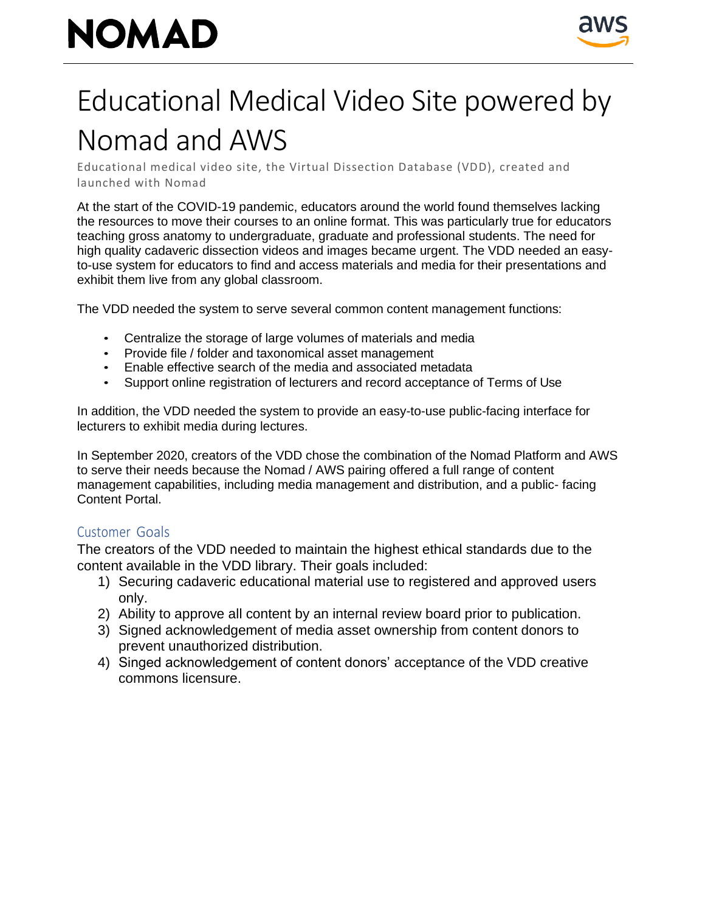NOMAD

# Educational Medical Video Site powered by Nomad and AWS

Educational medical video site, the Virtual Dissection Database (VDD), created and launched with Nomad

At the start of the COVID-19 pandemic, educators around the world found themselves lacking the resources to move their courses to an online format. This was particularly true for educators teaching gross anatomy to undergraduate, graduate and professional students. The need for high quality cadaveric dissection videos and images became urgent. The VDD needed an easy-to-use system for educators to find and access materials and media for their presentations and exhibit them live from any global classroom.

The VDD needed the system to serve several common content management functions:

- Centralize the storage of large volumes of materials and media
- Provide file / folder and taxonomical asset management
- Enable effective search of the media and associated metadata
- Support online registration of lecturers and record acceptance of Terms of Use

In addition, the VDD needed the system to provide an easy-to-use public-facing interface for lecturers to exhibit media during lectures.

In September 2020, creators of the VDD chose the combination of the Nomad Platform and AWS to serve their needs because the Nomad / AWS pairing offered a full range of content management capabilities, including media management and distribution, and a public- facing Content Portal.

## Customer Goals

The creators of the VDD needed to maintain the highest ethical standards due to the content available in the VDD library. Their goals included:

1) Securing cadaveric educational material use to registered and approved users only.
2) Ability to approve all content by an internal review board prior to publication.
3) Signed acknowledgement of media asset ownership from content donors to prevent unauthorized distribution.
4) Singed acknowledgement of content donors' acceptance of the VDD creative commons licensure.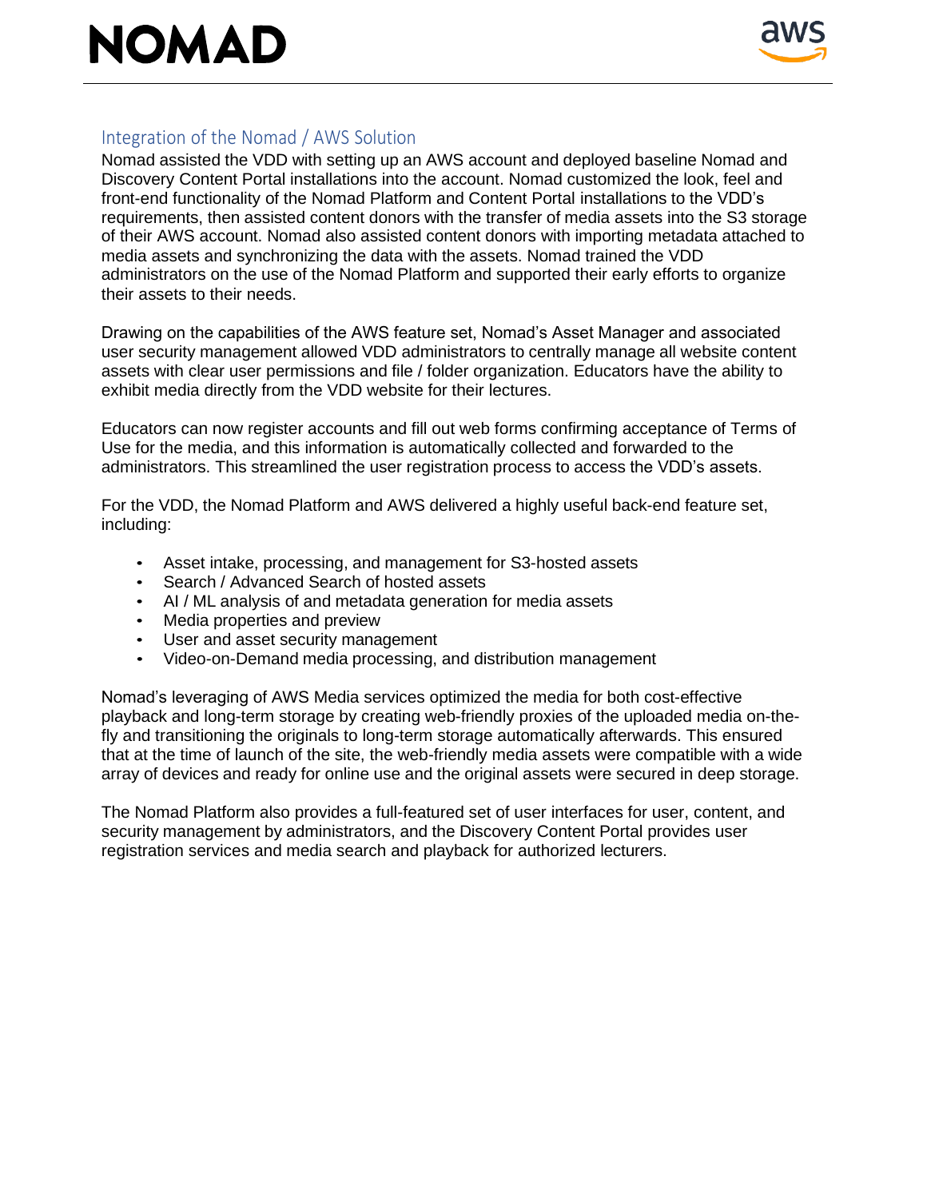## Integration of the Nomad / AWS Solution

Nomad assisted the VDD with setting up an AWS account and deployed baseline Nomad and Discovery Content Portal installations into the account. Nomad customized the look, feel and front-end functionality of the Nomad Platform and Content Portal installations to the VDD's requirements, then assisted content donors with the transfer of media assets into the S3 storage of their AWS account. Nomad also assisted content donors with importing metadata attached to media assets and synchronizing the data with the assets. Nomad trained the VDD administrators on the use of the Nomad Platform and supported their early efforts to organize their assets to their needs.

Drawing on the capabilities of the AWS feature set, Nomad's Asset Manager and associated user security management allowed VDD administrators to centrally manage all website content assets with clear user permissions and file / folder organization. Educators have the ability to exhibit media directly from the VDD website for their lectures.

Educators can now register accounts and fill out web forms confirming acceptance of Terms of Use for the media, and this information is automatically collected and forwarded to the administrators. This streamlined the user registration process to access the VDD's assets.

For the VDD, the Nomad Platform and AWS delivered a highly useful back-end feature set, including:

- Asset intake, processing, and management for S3-hosted assets
- Search / Advanced Search of hosted assets
- AI / ML analysis of and metadata generation for media assets
- Media properties and preview
- User and asset security management
- Video-on-Demand media processing, and distribution management

Nomad's leveraging of AWS Media services optimized the media for both cost-effective playback and long-term storage by creating web-friendly proxies of the uploaded media on-the-fly and transitioning the originals to long-term storage automatically afterwards. This ensured that at the time of launch of the site, the web-friendly media assets were compatible with a wide array of devices and ready for online use and the original assets were secured in deep storage.

The Nomad Platform also provides a full-featured set of user interfaces for user, content, and security management by administrators, and the Discovery Content Portal provides user registration services and media search and playback for authorized lecturers.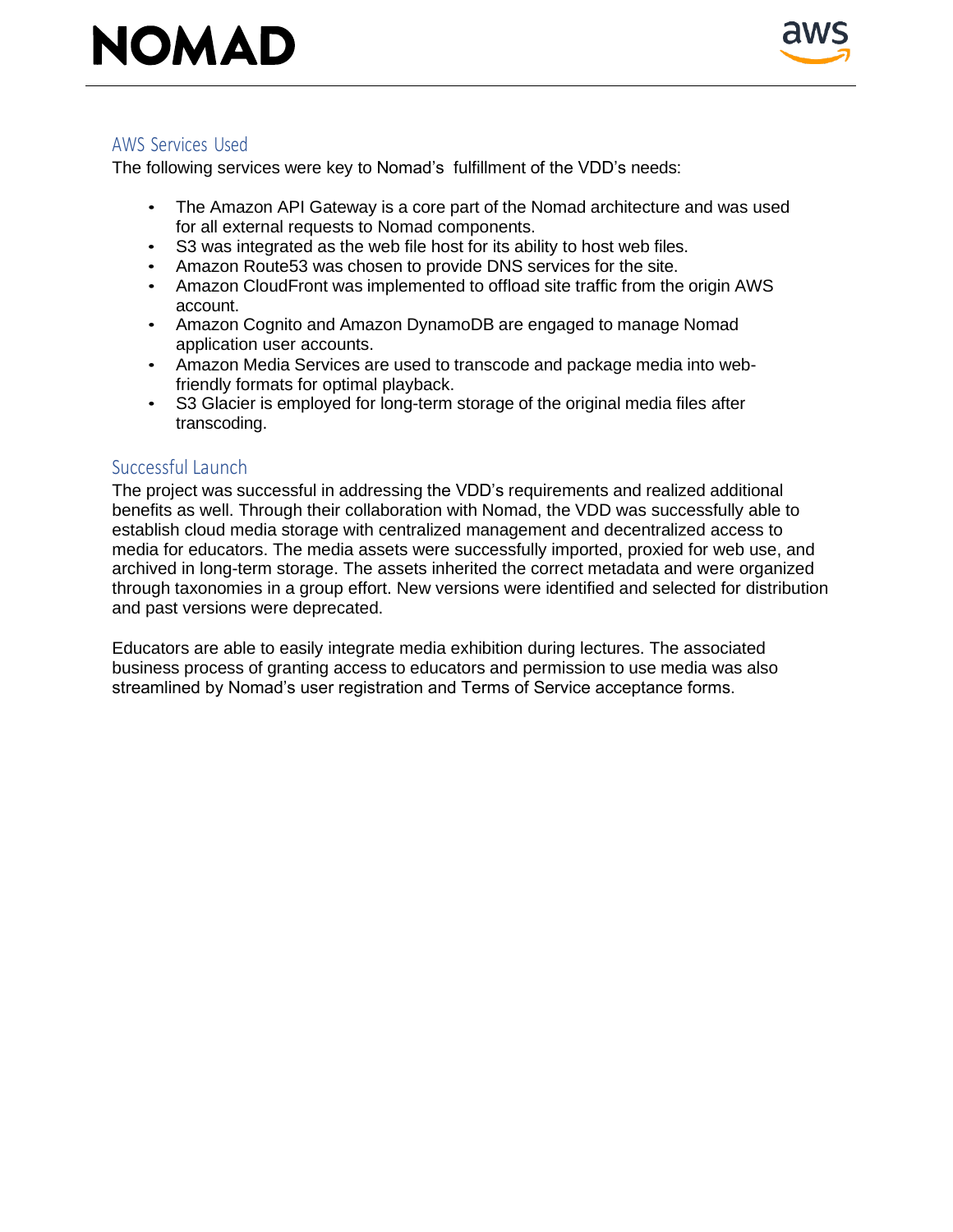## AWS Services Used

The following services were key to Nomad's fulfillment of the VDD's needs:

- The Amazon API Gateway is a core part of the Nomad architecture and was used for all external requests to Nomad components.
- S3 was integrated as the web file host for its ability to host web files.
- Amazon Route53 was chosen to provide DNS services for the site.
- Amazon CloudFront was implemented to offload site traffic from the origin AWS account.
- Amazon Cognito and Amazon DynamoDB are engaged to manage Nomad application user accounts.
- Amazon Media Services are used to transcode and package media into web-friendly formats for optimal playback.
- S3 Glacier is employed for long-term storage of the original media files after transcoding.

## Successful Launch

The project was successful in addressing the VDD's requirements and realized additional benefits as well. Through their collaboration with Nomad, the VDD was successfully able to establish cloud media storage with centralized management and decentralized access to media for educators. The media assets were successfully imported, proxied for web use, and archived in long-term storage. The assets inherited the correct metadata and were organized through taxonomies in a group effort. New versions were identified and selected for distribution and past versions were deprecated.

Educators are able to easily integrate media exhibition during lectures. The associated business process of granting access to educators and permission to use media was also streamlined by Nomad's user registration and Terms of Service acceptance forms.